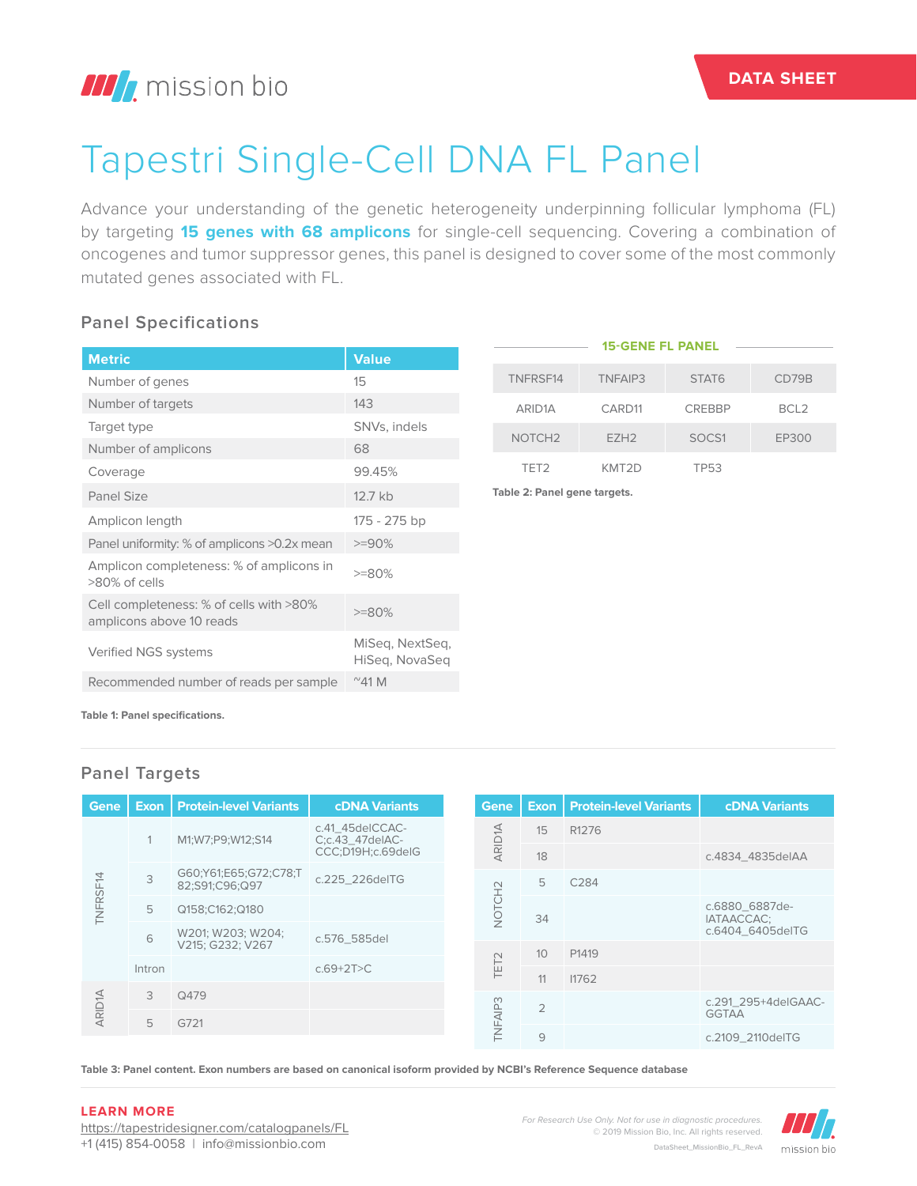DATA SHEET

# Tapestri Single-Cell DNA FL Panel

Advance your understanding of the genetic heterogeneity underpinning follicular lymphoma (FL) by targeting **15 genes with 68 amplicons** for single-cell sequencing. Covering a combination of oncogenes and tumor suppressor genes, this panel is designed to cover some of the most commonly mutated genes associated with FL.

## Panel Specifications

| Metric | Value |
|---|---|
| Number of genes | 15 |
| Number of targets | 143 |
| Target type | SNVs, indels |
| Number of amplicons | 68 |
| Coverage | 99.45% |
| Panel Size | 12.7 kb |
| Amplicon length | 175 - 275 bp |
| Panel uniformity: % of amplicons >0.2x mean | >=90% |
| Amplicon completeness: % of amplicons in >80% of cells | >=80% |
| Cell completeness: % of cells with >80% amplicons above 10 reads | >=80% |
| Verified NGS systems | MiSeq, NextSeq, HiSeq, NovaSeq |
| Recommended number of reads per sample | ~41 M |

**Table 1: Panel specifications.**

**15-GENE FL PANEL**

| | | | |
|---|---|---|---|
| TNFRSF14 | TNFAIP3 | STAT6 | CD79B |
| ARID1A | CARD11 | CREBBP | BCL2 |
| NOTCH2 | EZH2 | SOCS1 | EP300 |
| TET2 | KMT2D | TP53 | |

**Table 2: Panel gene targets.**

## Panel Targets

| Gene | Exon | Protein-level Variants | cDNA Variants |
|---|---|---|---|
| TNFRSF14 | 1 | M1;W7;P9;W12;S14 | c.41_45delCCAC-C;c.43_47delAC-CCC;D19H;c.69delG |
| TNFRSF14 | 3 | G60;Y61;E65;G72;C78;T82;S91;C96;Q97 | c.225_226delTG |
| TNFRSF14 | 5 | Q158;C162;Q180 | |
| TNFRSF14 | 6 | W201; W203; W204; V215; G232; V267 | c.576_585del |
| TNFRSF14 | Intron | | c.69+2T>C |
| ARID1A | 3 | Q479 | |
| ARID1A | 5 | G721 | |

| Gene | Exon | Protein-level Variants | cDNA Variants |
|---|---|---|---|
| ARID1A | 15 | R1276 | |
| ARID1A | 18 | | c.4834_4835delAA |
| NOTCH2 | 5 | C284 | |
| NOTCH2 | 34 | | c.6880_6887de-lATAACCAC; c.6404_6405delTG |
| TET2 | 10 | P1419 | |
| TET2 | 11 | I1762 | |
| TNFAIP3 | 2 | | c.291_295+4delGAAC-GGTAA |
| TNFAIP3 | 9 | | c.2109_2110delTG |

**Table 3: Panel content. Exon numbers are based on canonical isoform provided by NCBI's Reference Sequence database**

**LEARN MORE**
https://tapestridesigner.com/catalogpanels/FL
+1 (415) 854-0058 | info@missionbio.com

*For Research Use Only. Not for use in diagnostic procedures.*
© 2019 Mission Bio, Inc. All rights reserved.
DataSheet_MissionBio_FL_RevA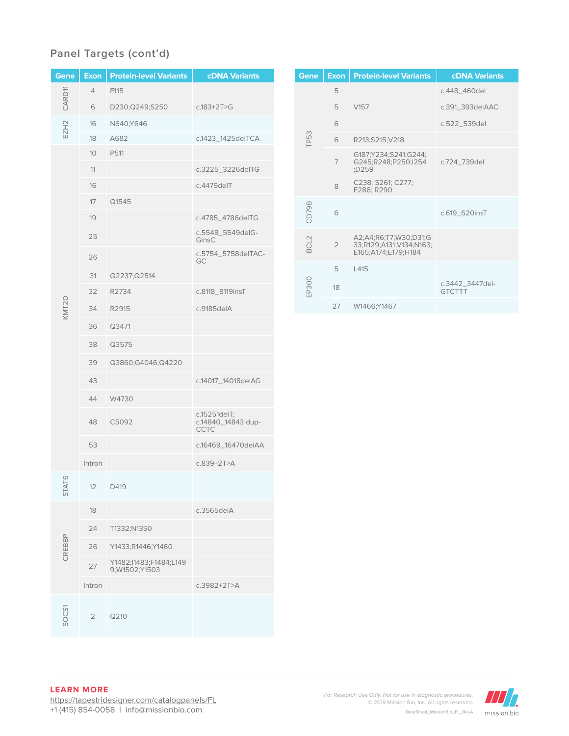## Panel Targets (cont'd)

| Gene | Exon | Protein-level Variants | cDNA Variants |
|---|---|---|---|
| CARD11 | 4 | F115 | |
| | 6 | D230;Q249;S250 | c.183+2T>G |
| EZH2 | 16 | N640;Y646 | |
| | 18 | A682 | c.1423_1425delTCA |
| KMT2D | 10 | P511 | |
| | 11 | | c.3225_3226delTG |
| | 16 | | c.4479delT |
| | 17 | Q1545 | |
| | 19 | | c.4785_4786delTG |
| | 25 | | c.5548_5549delG-GinsC |
| | 26 | | c.5754_5758delTAC-GC |
| | 31 | Q2237;Q2514 | |
| | 32 | R2734 | c.8118_8119insT |
| | 34 | R2915 | c.9185delA |
| | 36 | Q3471 | |
| | 38 | Q3575 | |
| | 39 | Q3860;G4046;Q4220 | |
| | 43 | | c.14017_14018delAG |
| | 44 | W4730 | |
| | 48 | C5092 | c.15251delT; c.14840_14843 dup-CCTC |
| | 53 | | c.16469_16470delAA |
| | Intron | | c.839+2T>A |
| STAT6 | 12 | D419 | |
| CREBBP | 18 | | c.3565delA |
| | 24 | T1332;N1350 | |
| | 26 | Y1433;R1446;Y1460 | |
| | 27 | Y1482;I1483;F1484;L1499;W1502;Y1503 | |
| | Intron | | c.3982+2T>A |
| SOCS1 | 2 | Q210 | |

| Gene | Exon | Protein-level Variants | cDNA Variants |
|---|---|---|---|
| TP53 | 5 | | c.448_460del |
| | 5 | V157 | c.391_393delAAC |
| | 6 | | c.522_539del |
| | 6 | R213;S215;V218 | |
| | 7 | G187;Y234;S241;G244;G245;R248;P250;I254;D259 | c.724_739del |
| | 8 | C238; S261; C277; E286; R290 | |
| CD79B | 6 | | c.619_620insT |
| BCL2 | 2 | A2;A4;R6;T7;W30;D31;G33;R129;A131;V134;N163;E165;A174;E179;H184 | |
| EP300 | 5 | L415 | |
| | 18 | | c.3442_3447del-GTCTTT |
| | 27 | W1466;Y1467 | |

**LEARN MORE**
https://tapestridesigner.com/catalogpanels/FL
+1 (415) 854-0058 | info@missionbio.com

*For Research Use Only. Not for use in diagnostic procedures.*
© 2019 Mission Bio, Inc. All rights reserved.
DataSheet_MissionBio_FL_RevA

mission bio